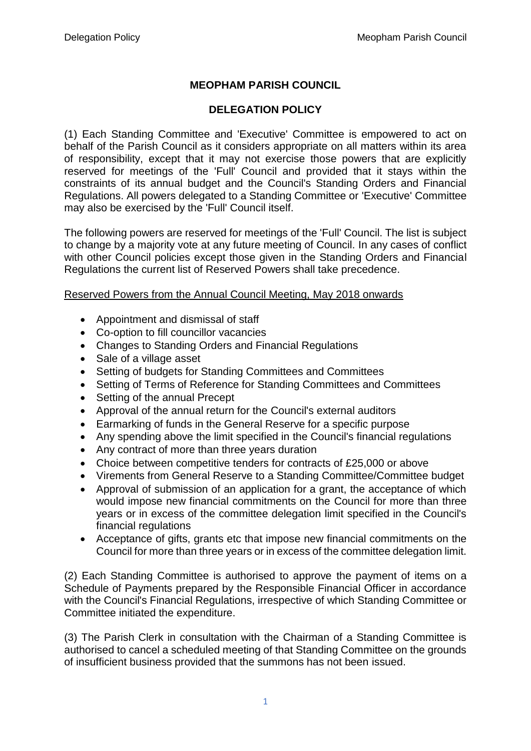# MEOPHAM PARISH COUNCIL

## DELEGATION POLICY

(1) Each Standing Committee and 'Executive' Committee is empowered to act on behalf of the Parish Council as it considers appropriate on all matters within its area of responsibility, except that it may not exercise those powers that are explicitly reserved for meetings of the 'Full' Council and provided that it stays within the constraints of its annual budget and the Council's Standing Orders and Financial Regulations. All powers delegated to a Standing Committee or 'Executive' Committee may also be exercised by the 'Full' Council itself.

The following powers are reserved for meetings of the 'Full' Council. The list is subject to change by a majority vote at any future meeting of Council. In any cases of conflict with other Council policies except those given in the Standing Orders and Financial Regulations the current list of Reserved Powers shall take precedence.

<u>Reserved Powers from the Annual Council Meeting, May 2018 onwards</u>

- Appointment and dismissal of staff
- Co-option to fill councillor vacancies
- Changes to Standing Orders and Financial Regulations
- Sale of a village asset
- Setting of budgets for Standing Committees and Committees
- Setting of Terms of Reference for Standing Committees and Committees
- Setting of the annual Precept
- Approval of the annual return for the Council's external auditors
- Earmarking of funds in the General Reserve for a specific purpose
- Any spending above the limit specified in the Council's financial regulations
- Any contract of more than three years duration
- Choice between competitive tenders for contracts of £25,000 or above
- Virements from General Reserve to a Standing Committee/Committee budget
- Approval of submission of an application for a grant, the acceptance of which would impose new financial commitments on the Council for more than three years or in excess of the committee delegation limit specified in the Council's financial regulations
- Acceptance of gifts, grants etc that impose new financial commitments on the Council for more than three years or in excess of the committee delegation limit.

(2) Each Standing Committee is authorised to approve the payment of items on a Schedule of Payments prepared by the Responsible Financial Officer in accordance with the Council's Financial Regulations, irrespective of which Standing Committee or Committee initiated the expenditure.

(3) The Parish Clerk in consultation with the Chairman of a Standing Committee is authorised to cancel a scheduled meeting of that Standing Committee on the grounds of insufficient business provided that the summons has not been issued.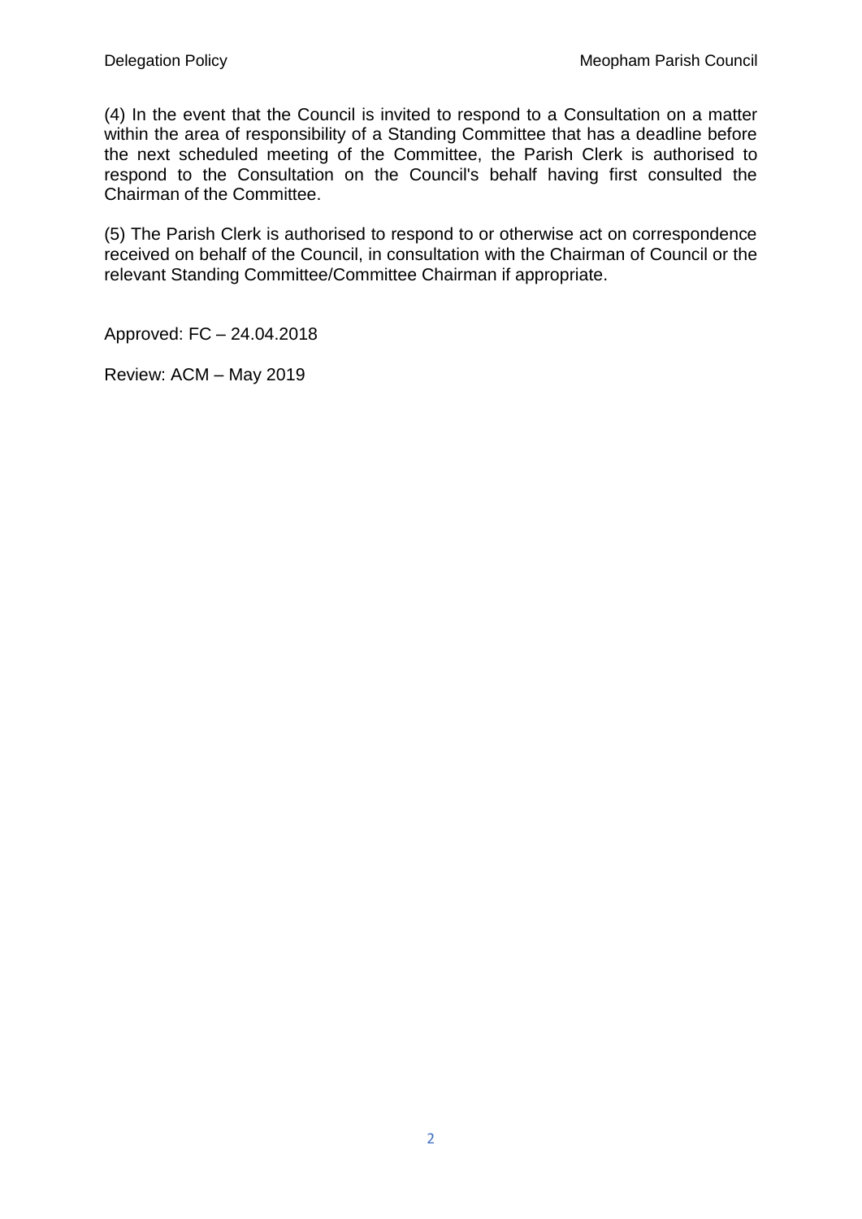(4) In the event that the Council is invited to respond to a Consultation on a matter within the area of responsibility of a Standing Committee that has a deadline before the next scheduled meeting of the Committee, the Parish Clerk is authorised to respond to the Consultation on the Council's behalf having first consulted the Chairman of the Committee.

(5) The Parish Clerk is authorised to respond to or otherwise act on correspondence received on behalf of the Council, in consultation with the Chairman of Council or the relevant Standing Committee/Committee Chairman if appropriate.

Approved: FC – 24.04.2018

Review: ACM – May 2019